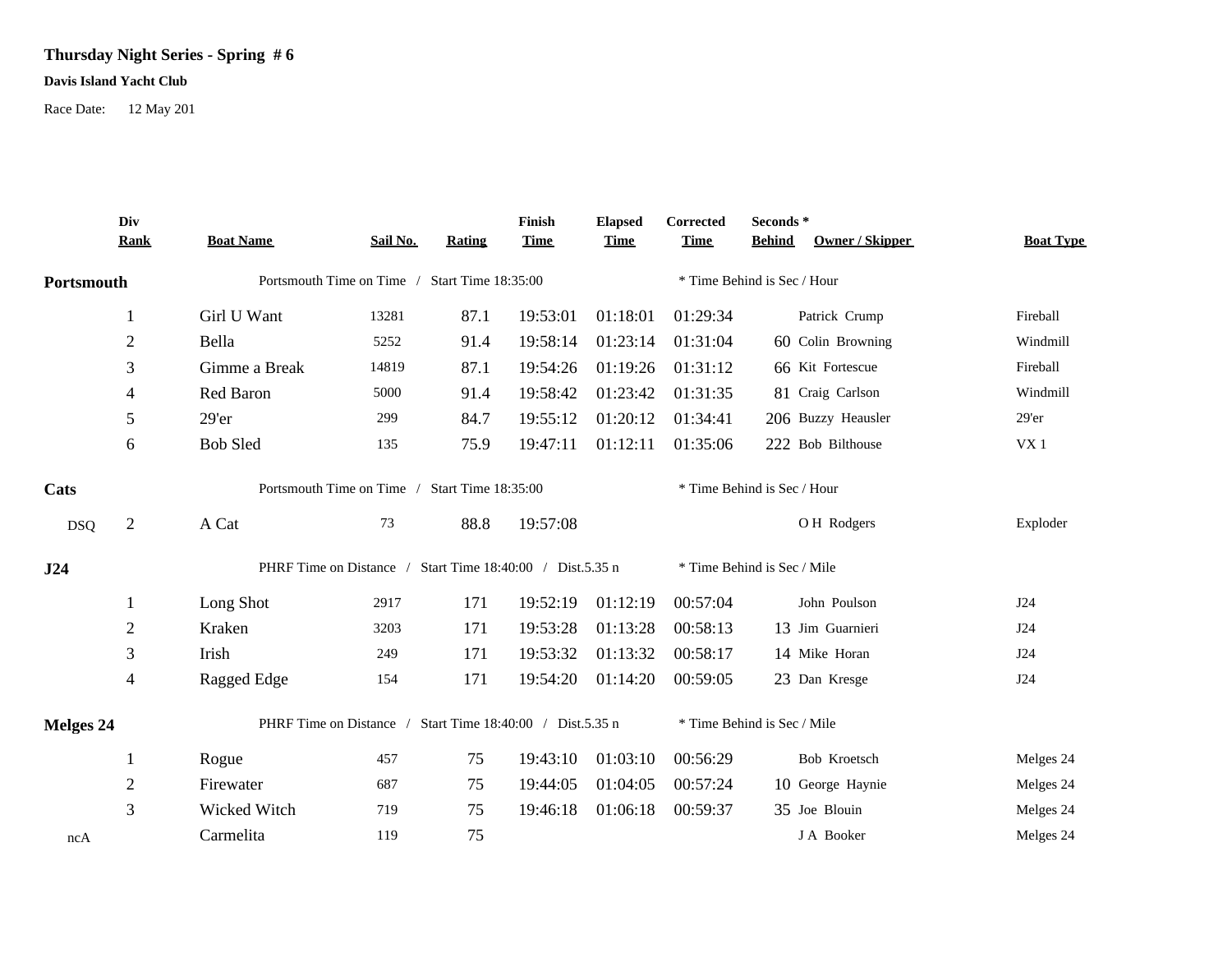# Thursday Night Series - Spring # 6

**Davis Island Yacht Club**

Race Date: 12 May 201

| Div Rank | Boat Name | Sail No. | Rating | Finish Time | Elapsed Time | Corrected Time | Seconds * Behind | Owner / Skipper | Boat Type |
|---|---|---|---|---|---|---|---|---|---|
| **Portsmouth** | Portsmouth Time on Time / Start Time 18:35:00 | | | | | * Time Behind is Sec / Hour | | | |
| 1 | Girl U Want | 13281 | 87.1 | 19:53:01 | 01:18:01 | 01:29:34 | | Patrick Crump | Fireball |
| 2 | Bella | 5252 | 91.4 | 19:58:14 | 01:23:14 | 01:31:04 | 60 | Colin Browning | Windmill |
| 3 | Gimme a Break | 14819 | 87.1 | 19:54:26 | 01:19:26 | 01:31:12 | 66 | Kit Fortescue | Fireball |
| 4 | Red Baron | 5000 | 91.4 | 19:58:42 | 01:23:42 | 01:31:35 | 81 | Craig Carlson | Windmill |
| 5 | 29'er | 299 | 84.7 | 19:55:12 | 01:20:12 | 01:34:41 | 206 | Buzzy Heausler | 29'er |
| 6 | Bob Sled | 135 | 75.9 | 19:47:11 | 01:12:11 | 01:35:06 | 222 | Bob Bilthouse | VX 1 |
| **Cats** | Portsmouth Time on Time / Start Time 18:35:00 | | | | | * Time Behind is Sec / Hour | | | |
| DSQ 2 | A Cat | 73 | 88.8 | 19:57:08 | | | | O H Rodgers | Exploder |
| **J24** | PHRF Time on Distance / Start Time 18:40:00 / Dist.5.35 n | | | | | * Time Behind is Sec / Mile | | | |
| 1 | Long Shot | 2917 | 171 | 19:52:19 | 01:12:19 | 00:57:04 | | John Poulson | J24 |
| 2 | Kraken | 3203 | 171 | 19:53:28 | 01:13:28 | 00:58:13 | 13 | Jim Guarnieri | J24 |
| 3 | Irish | 249 | 171 | 19:53:32 | 01:13:32 | 00:58:17 | 14 | Mike Horan | J24 |
| 4 | Ragged Edge | 154 | 171 | 19:54:20 | 01:14:20 | 00:59:05 | 23 | Dan Kresge | J24 |
| **Melges 24** | PHRF Time on Distance / Start Time 18:40:00 / Dist.5.35 n | | | | | * Time Behind is Sec / Mile | | | |
| 1 | Rogue | 457 | 75 | 19:43:10 | 01:03:10 | 00:56:29 | | Bob Kroetsch | Melges 24 |
| 2 | Firewater | 687 | 75 | 19:44:05 | 01:04:05 | 00:57:24 | 10 | George Haynie | Melges 24 |
| 3 | Wicked Witch | 719 | 75 | 19:46:18 | 01:06:18 | 00:59:37 | 35 | Joe Blouin | Melges 24 |
| ncA | Carmelita | 119 | 75 | | | | | J A Booker | Melges 24 |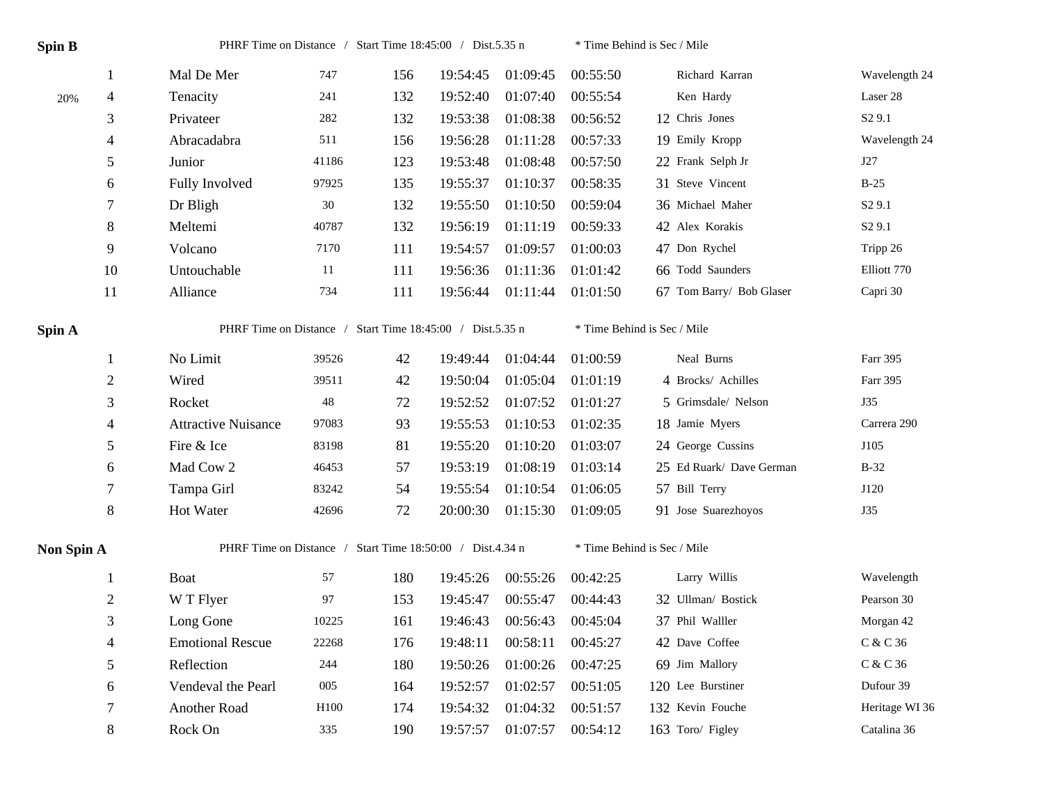**Spin B** PHRF Time on Distance / Start Time 18:45:00 / Dist.5.35 n * Time Behind is Sec / Mile

| | Place | Boat | Sail # | Rating | Finish | Elapsed | Corrected | Behind* | Skipper | Type |
|---|---|---|---|---|---|---|---|---|---|---|
| | 1 | Mal De Mer | 747 | 156 | 19:54:45 | 01:09:45 | 00:55:50 | | Richard Karran | Wavelength 24 |
| 20% | 4 | Tenacity | 241 | 132 | 19:52:40 | 01:07:40 | 00:55:54 | | Ken Hardy | Laser 28 |
| | 3 | Privateer | 282 | 132 | 19:53:38 | 01:08:38 | 00:56:52 | 12 | Chris Jones | S2 9.1 |
| | 4 | Abracadabra | 511 | 156 | 19:56:28 | 01:11:28 | 00:57:33 | 19 | Emily Kropp | Wavelength 24 |
| | 5 | Junior | 41186 | 123 | 19:53:48 | 01:08:48 | 00:57:50 | 22 | Frank Selph Jr | J27 |
| | 6 | Fully Involved | 97925 | 135 | 19:55:37 | 01:10:37 | 00:58:35 | 31 | Steve Vincent | B-25 |
| | 7 | Dr Bligh | 30 | 132 | 19:55:50 | 01:10:50 | 00:59:04 | 36 | Michael Maher | S2 9.1 |
| | 8 | Meltemi | 40787 | 132 | 19:56:19 | 01:11:19 | 00:59:33 | 42 | Alex Korakis | S2 9.1 |
| | 9 | Volcano | 7170 | 111 | 19:54:57 | 01:09:57 | 01:00:03 | 47 | Don Rychel | Tripp 26 |
| | 10 | Untouchable | 11 | 111 | 19:56:36 | 01:11:36 | 01:01:42 | 66 | Todd Saunders | Elliott 770 |
| | 11 | Alliance | 734 | 111 | 19:56:44 | 01:11:44 | 01:01:50 | 67 | Tom Barry/ Bob Glaser | Capri 30 |

**Spin A** PHRF Time on Distance / Start Time 18:45:00 / Dist.5.35 n * Time Behind is Sec / Mile

| Place | Boat | Sail # | Rating | Finish | Elapsed | Corrected | Behind* | Skipper | Type |
|---|---|---|---|---|---|---|---|---|---|
| 1 | No Limit | 39526 | 42 | 19:49:44 | 01:04:44 | 01:00:59 | | Neal Burns | Farr 395 |
| 2 | Wired | 39511 | 42 | 19:50:04 | 01:05:04 | 01:01:19 | 4 | Brocks/ Achilles | Farr 395 |
| 3 | Rocket | 48 | 72 | 19:52:52 | 01:07:52 | 01:01:27 | 5 | Grimsdale/ Nelson | J35 |
| 4 | Attractive Nuisance | 97083 | 93 | 19:55:53 | 01:10:53 | 01:02:35 | 18 | Jamie Myers | Carrera 290 |
| 5 | Fire & Ice | 83198 | 81 | 19:55:20 | 01:10:20 | 01:03:07 | 24 | George Cussins | J105 |
| 6 | Mad Cow 2 | 46453 | 57 | 19:53:19 | 01:08:19 | 01:03:14 | 25 | Ed Ruark/ Dave German | B-32 |
| 7 | Tampa Girl | 83242 | 54 | 19:55:54 | 01:10:54 | 01:06:05 | 57 | Bill Terry | J120 |
| 8 | Hot Water | 42696 | 72 | 20:00:30 | 01:15:30 | 01:09:05 | 91 | Jose Suarezhoyos | J35 |

**Non Spin A** PHRF Time on Distance / Start Time 18:50:00 / Dist.4.34 n * Time Behind is Sec / Mile

| Place | Boat | Sail # | Rating | Finish | Elapsed | Corrected | Behind* | Skipper | Type |
|---|---|---|---|---|---|---|---|---|---|
| 1 | Boat | 57 | 180 | 19:45:26 | 00:55:26 | 00:42:25 | | Larry Willis | Wavelength |
| 2 | W T Flyer | 97 | 153 | 19:45:47 | 00:55:47 | 00:44:43 | 32 | Ullman/ Bostick | Pearson 30 |
| 3 | Long Gone | 10225 | 161 | 19:46:43 | 00:56:43 | 00:45:04 | 37 | Phil Walller | Morgan 42 |
| 4 | Emotional Rescue | 22268 | 176 | 19:48:11 | 00:58:11 | 00:45:27 | 42 | Dave Coffee | C & C 36 |
| 5 | Reflection | 244 | 180 | 19:50:26 | 01:00:26 | 00:47:25 | 69 | Jim Mallory | C & C 36 |
| 6 | Vendeval the Pearl | 005 | 164 | 19:52:57 | 01:02:57 | 00:51:05 | 120 | Lee Burstiner | Dufour 39 |
| 7 | Another Road | H100 | 174 | 19:54:32 | 01:04:32 | 00:51:57 | 132 | Kevin Fouche | Heritage WI 36 |
| 8 | Rock On | 335 | 190 | 19:57:57 | 01:07:57 | 00:54:12 | 163 | Toro/ Figley | Catalina 36 |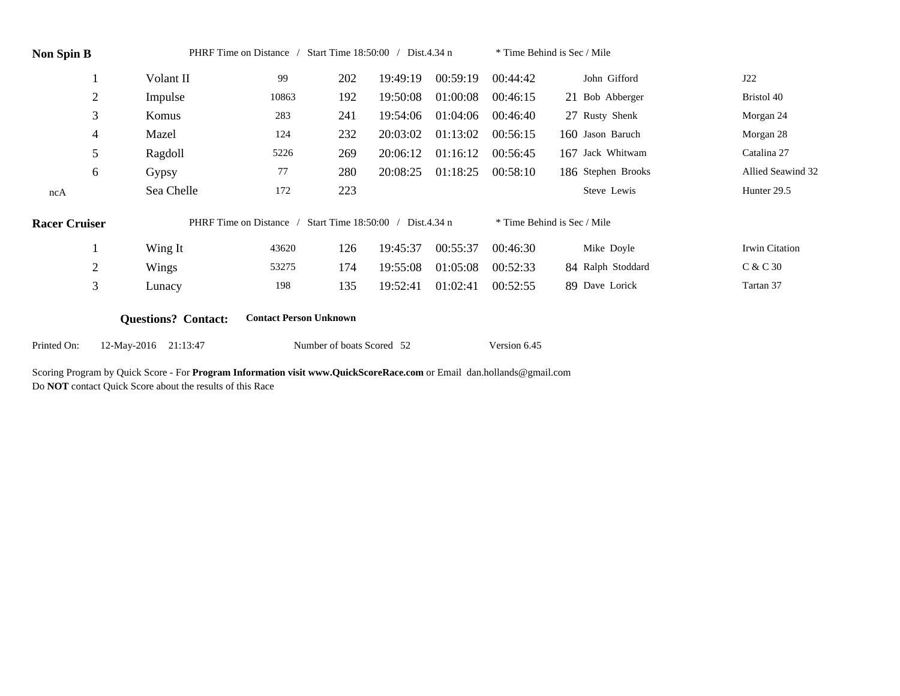**Non Spin B** PHRF Time on Distance / Start Time 18:50:00 / Dist.4.34 n * Time Behind is Sec / Mile

| | | | | | | | | | |
|---|---|---|---|---|---|---|---|---|---|
| 1 | Volant II | 99 | 202 | 19:49:19 | 00:59:19 | 00:44:42 | | John Gifford | J22 |
| 2 | Impulse | 10863 | 192 | 19:50:08 | 01:00:08 | 00:46:15 | 21 | Bob Abberger | Bristol 40 |
| 3 | Komus | 283 | 241 | 19:54:06 | 01:04:06 | 00:46:40 | 27 | Rusty Shenk | Morgan 24 |
| 4 | Mazel | 124 | 232 | 20:03:02 | 01:13:02 | 00:56:15 | 160 | Jason Baruch | Morgan 28 |
| 5 | Ragdoll | 5226 | 269 | 20:06:12 | 01:16:12 | 00:56:45 | 167 | Jack Whitwam | Catalina 27 |
| 6 | Gypsy | 77 | 280 | 20:08:25 | 01:18:25 | 00:58:10 | 186 | Stephen Brooks | Allied Seawind 32 |
| ncA | Sea Chelle | 172 | 223 | | | | | Steve Lewis | Hunter 29.5 |

**Racer Cruiser** PHRF Time on Distance / Start Time 18:50:00 / Dist.4.34 n * Time Behind is Sec / Mile

| | | | | | | | | | |
|---|---|---|---|---|---|---|---|---|---|
| 1 | Wing It | 43620 | 126 | 19:45:37 | 00:55:37 | 00:46:30 | | Mike Doyle | Irwin Citation |
| 2 | Wings | 53275 | 174 | 19:55:08 | 01:05:08 | 00:52:33 | 84 | Ralph Stoddard | C & C 30 |
| 3 | Lunacy | 198 | 135 | 19:52:41 | 01:02:41 | 00:52:55 | 89 | Dave Lorick | Tartan 37 |

**Questions? Contact:** **Contact Person Unknown**

Printed On: 12-May-2016 21:13:47 Number of boats Scored 52 Version 6.45

Scoring Program by Quick Score - For **Program Information visit www.QuickScoreRace.com** or Email dan.hollands@gmail.com
Do **NOT** contact Quick Score about the results of this Race